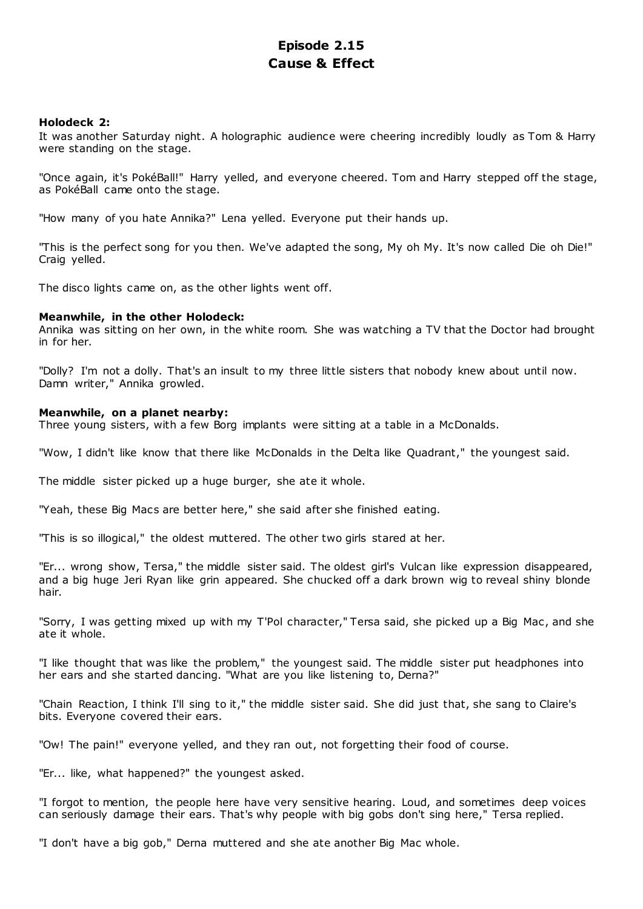# Episode 2.15
## Cause & Effect

**Holodeck 2:**
It was another Saturday night. A holographic audience were cheering incredibly loudly as Tom & Harry were standing on the stage.

"Once again, it's PokéBall!" Harry yelled, and everyone cheered. Tom and Harry stepped off the stage, as PokéBall came onto the stage.

"How many of you hate Annika?" Lena yelled. Everyone put their hands up.

"This is the perfect song for you then. We've adapted the song, My oh My. It's now called Die oh Die!" Craig yelled.

The disco lights came on, as the other lights went off.

**Meanwhile, in the other Holodeck:**
Annika was sitting on her own, in the white room. She was watching a TV that the Doctor had brought in for her.

"Dolly? I'm not a dolly. That's an insult to my three little sisters that nobody knew about until now. Damn writer," Annika growled.

**Meanwhile, on a planet nearby:**
Three young sisters, with a few Borg implants were sitting at a table in a McDonalds.

"Wow, I didn't like know that there like McDonalds in the Delta like Quadrant," the youngest said.

The middle sister picked up a huge burger, she ate it whole.

"Yeah, these Big Macs are better here," she said after she finished eating.

"This is so illogical," the oldest muttered. The other two girls stared at her.

"Er... wrong show, Tersa," the middle sister said. The oldest girl's Vulcan like expression disappeared, and a big huge Jeri Ryan like grin appeared. She chucked off a dark brown wig to reveal shiny blonde hair.

"Sorry, I was getting mixed up with my T'Pol character," Tersa said, she picked up a Big Mac, and she ate it whole.

"I like thought that was like the problem," the youngest said. The middle sister put headphones into her ears and she started dancing. "What are you like listening to, Derna?"

"Chain Reaction, I think I'll sing to it," the middle sister said. She did just that, she sang to Claire's bits. Everyone covered their ears.

"Ow! The pain!" everyone yelled, and they ran out, not forgetting their food of course.

"Er... like, what happened?" the youngest asked.

"I forgot to mention, the people here have very sensitive hearing. Loud, and sometimes deep voices can seriously damage their ears. That's why people with big gobs don't sing here," Tersa replied.

"I don't have a big gob," Derna muttered and she ate another Big Mac whole.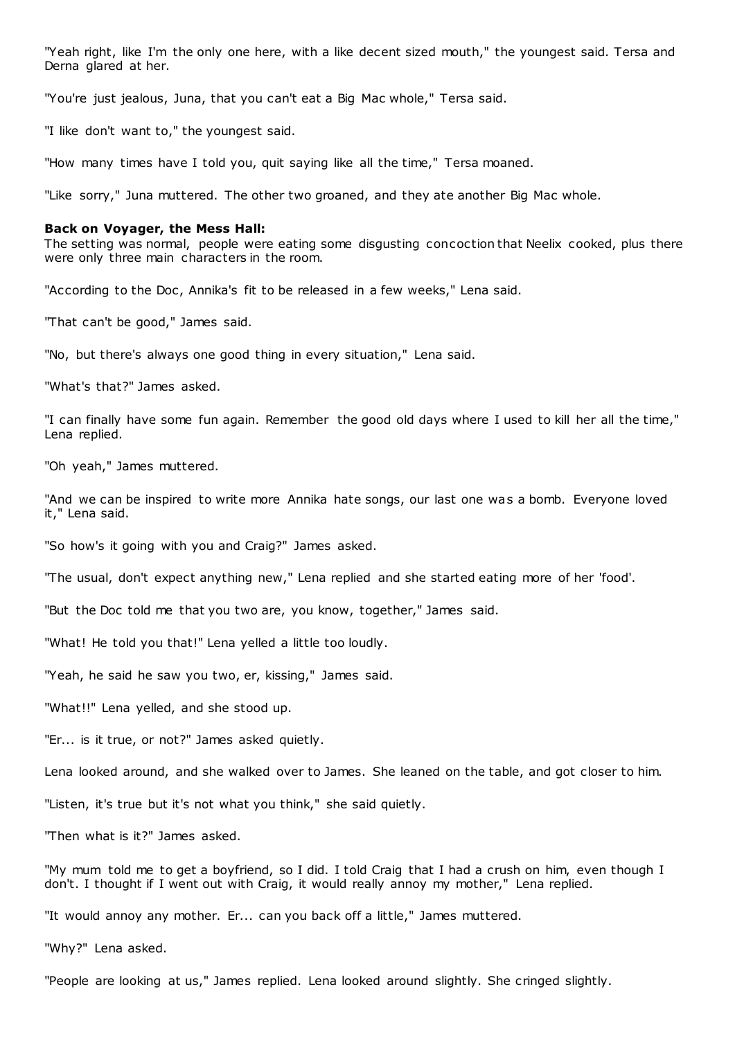"Yeah right, like I'm the only one here, with a like decent sized mouth," the youngest said. Tersa and Derna glared at her.

"You're just jealous, Juna, that you can't eat a Big Mac whole," Tersa said.

"I like don't want to," the youngest said.

"How many times have I told you, quit saying like all the time," Tersa moaned.

"Like sorry," Juna muttered. The other two groaned, and they ate another Big Mac whole.

**Back on Voyager, the Mess Hall:**
The setting was normal, people were eating some disgusting concoction that Neelix cooked, plus there were only three main characters in the room.

"According to the Doc, Annika's fit to be released in a few weeks," Lena said.

"That can't be good," James said.

"No, but there's always one good thing in every situation," Lena said.

"What's that?" James asked.

"I can finally have some fun again. Remember the good old days where I used to kill her all the time," Lena replied.

"Oh yeah," James muttered.

"And we can be inspired to write more Annika hate songs, our last one was a bomb. Everyone loved it," Lena said.

"So how's it going with you and Craig?" James asked.

"The usual, don't expect anything new," Lena replied and she started eating more of her 'food'.

"But the Doc told me that you two are, you know, together," James said.

"What! He told you that!" Lena yelled a little too loudly.

"Yeah, he said he saw you two, er, kissing," James said.

"What!!" Lena yelled, and she stood up.

"Er... is it true, or not?" James asked quietly.

Lena looked around, and she walked over to James. She leaned on the table, and got closer to him.

"Listen, it's true but it's not what you think," she said quietly.

"Then what is it?" James asked.

"My mum told me to get a boyfriend, so I did. I told Craig that I had a crush on him, even though I don't. I thought if I went out with Craig, it would really annoy my mother," Lena replied.

"It would annoy any mother. Er... can you back off a little," James muttered.

"Why?" Lena asked.

"People are looking at us," James replied. Lena looked around slightly. She cringed slightly.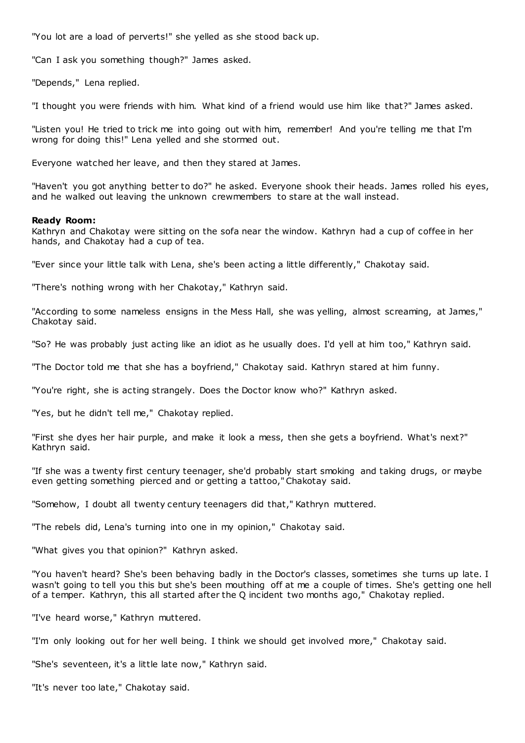"You lot are a load of perverts!" she yelled as she stood back up.

"Can I ask you something though?" James asked.

"Depends," Lena replied.

"I thought you were friends with him. What kind of a friend would use him like that?" James asked.

"Listen you! He tried to trick me into going out with him, remember! And you're telling me that I'm wrong for doing this!" Lena yelled and she stormed out.

Everyone watched her leave, and then they stared at James.

"Haven't you got anything better to do?" he asked. Everyone shook their heads. James rolled his eyes, and he walked out leaving the unknown crewmembers to stare at the wall instead.

**Ready Room:**
Kathryn and Chakotay were sitting on the sofa near the window. Kathryn had a cup of coffee in her hands, and Chakotay had a cup of tea.

"Ever since your little talk with Lena, she's been acting a little differently," Chakotay said.

"There's nothing wrong with her Chakotay," Kathryn said.

"According to some nameless ensigns in the Mess Hall, she was yelling, almost screaming, at James," Chakotay said.

"So? He was probably just acting like an idiot as he usually does. I'd yell at him too," Kathryn said.

"The Doctor told me that she has a boyfriend," Chakotay said. Kathryn stared at him funny.

"You're right, she is acting strangely. Does the Doctor know who?" Kathryn asked.

"Yes, but he didn't tell me," Chakotay replied.

"First she dyes her hair purple, and make it look a mess, then she gets a boyfriend. What's next?" Kathryn said.

"If she was a twenty first century teenager, she'd probably start smoking and taking drugs, or maybe even getting something pierced and or getting a tattoo," Chakotay said.

"Somehow, I doubt all twenty century teenagers did that," Kathryn muttered.

"The rebels did, Lena's turning into one in my opinion," Chakotay said.

"What gives you that opinion?" Kathryn asked.

"You haven't heard? She's been behaving badly in the Doctor's classes, sometimes she turns up late. I wasn't going to tell you this but she's been mouthing off at me a couple of times. She's getting one hell of a temper. Kathryn, this all started after the Q incident two months ago," Chakotay replied.

"I've heard worse," Kathryn muttered.

"I'm only looking out for her well being. I think we should get involved more," Chakotay said.

"She's seventeen, it's a little late now," Kathryn said.

"It's never too late," Chakotay said.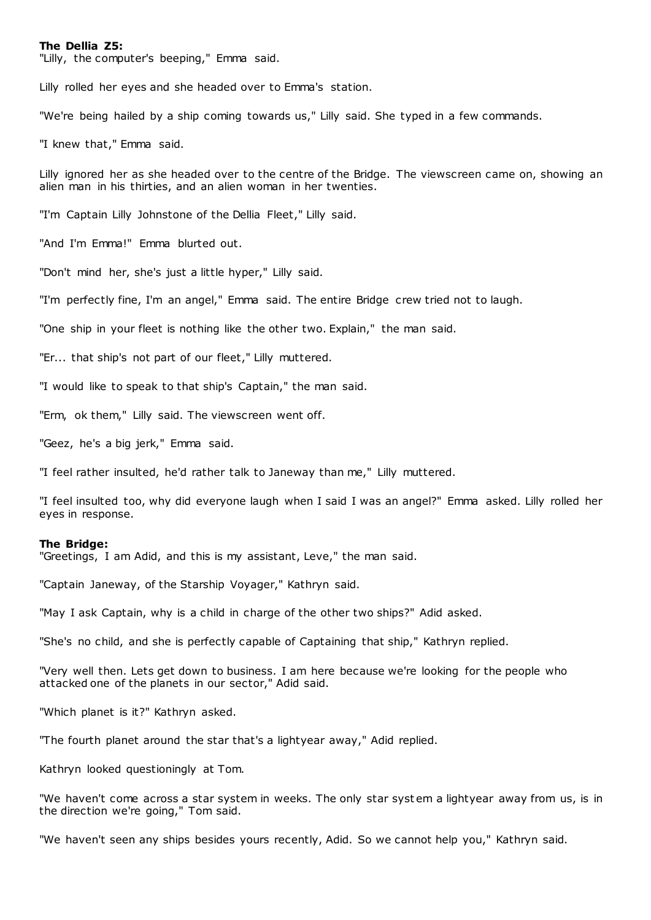**The Dellia Z5:**

"Lilly, the computer's beeping," Emma said.

Lilly rolled her eyes and she headed over to Emma's station.

"We're being hailed by a ship coming towards us," Lilly said. She typed in a few commands.

"I knew that," Emma said.

Lilly ignored her as she headed over to the centre of the Bridge. The viewscreen came on, showing an alien man in his thirties, and an alien woman in her twenties.

"I'm Captain Lilly Johnstone of the Dellia Fleet," Lilly said.

"And I'm Emma!" Emma blurted out.

"Don't mind her, she's just a little hyper," Lilly said.

"I'm perfectly fine, I'm an angel," Emma said. The entire Bridge crew tried not to laugh.

"One ship in your fleet is nothing like the other two. Explain," the man said.

"Er... that ship's not part of our fleet," Lilly muttered.

"I would like to speak to that ship's Captain," the man said.

"Erm, ok them," Lilly said. The viewscreen went off.

"Geez, he's a big jerk," Emma said.

"I feel rather insulted, he'd rather talk to Janeway than me," Lilly muttered.

"I feel insulted too, why did everyone laugh when I said I was an angel?" Emma asked. Lilly rolled her eyes in response.

**The Bridge:**

"Greetings, I am Adid, and this is my assistant, Leve," the man said.

"Captain Janeway, of the Starship Voyager," Kathryn said.

"May I ask Captain, why is a child in charge of the other two ships?" Adid asked.

"She's no child, and she is perfectly capable of Captaining that ship," Kathryn replied.

"Very well then. Lets get down to business. I am here because we're looking for the people who attacked one of the planets in our sector," Adid said.

"Which planet is it?" Kathryn asked.

"The fourth planet around the star that's a lightyear away," Adid replied.

Kathryn looked questioningly at Tom.

"We haven't come across a star system in weeks. The only star system a lightyear away from us, is in the direction we're going," Tom said.

"We haven't seen any ships besides yours recently, Adid. So we cannot help you," Kathryn said.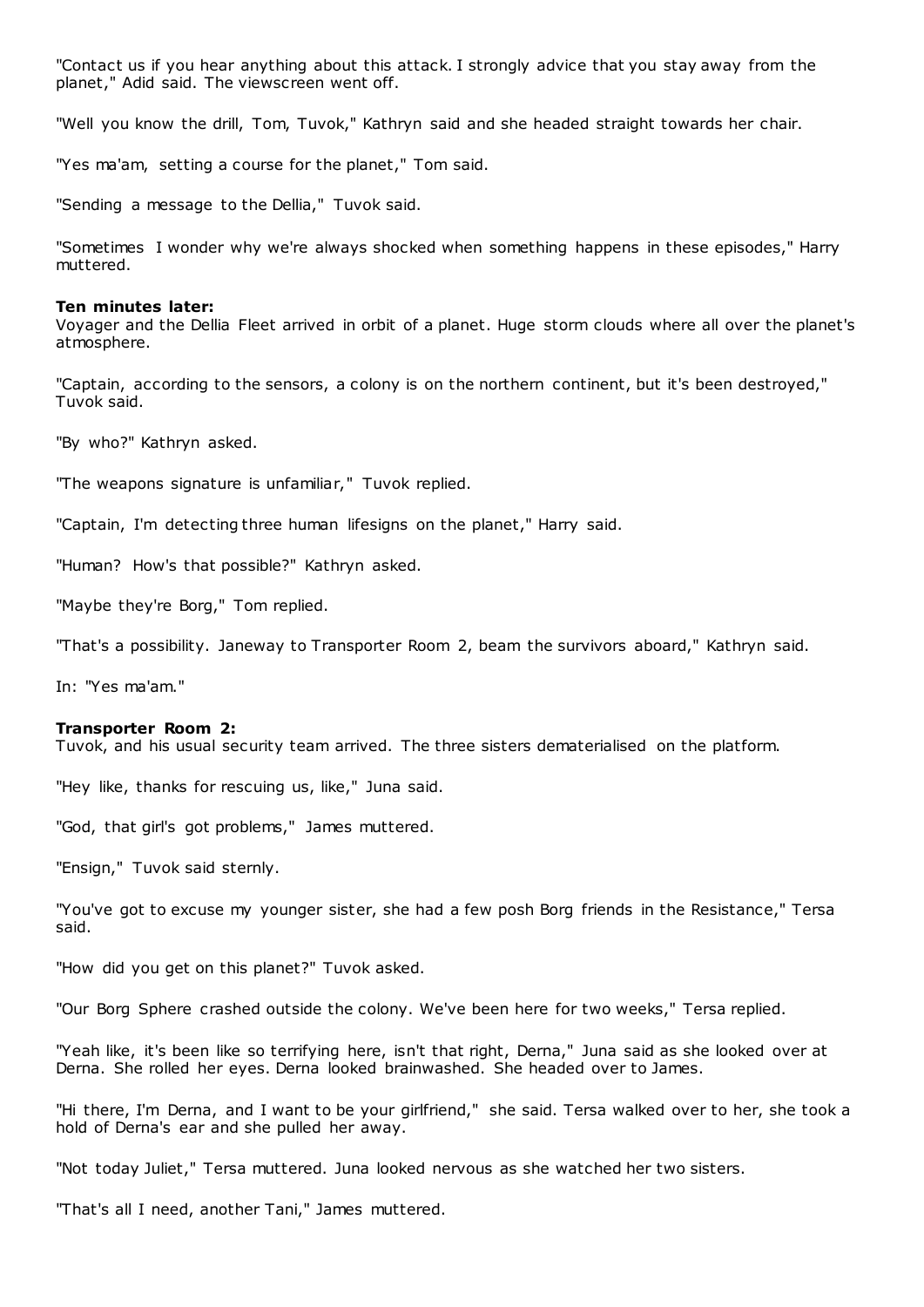"Contact us if you hear anything about this attack. I strongly advice that you stay away from the planet," Adid said. The viewscreen went off.

"Well you know the drill, Tom, Tuvok," Kathryn said and she headed straight towards her chair.

"Yes ma'am, setting a course for the planet," Tom said.

"Sending a message to the Dellia," Tuvok said.

"Sometimes I wonder why we're always shocked when something happens in these episodes," Harry muttered.

**Ten minutes later:**
Voyager and the Dellia Fleet arrived in orbit of a planet. Huge storm clouds where all over the planet's atmosphere.

"Captain, according to the sensors, a colony is on the northern continent, but it's been destroyed," Tuvok said.

"By who?" Kathryn asked.

"The weapons signature is unfamiliar," Tuvok replied.

"Captain, I'm detecting three human lifesigns on the planet," Harry said.

"Human? How's that possible?" Kathryn asked.

"Maybe they're Borg," Tom replied.

"That's a possibility. Janeway to Transporter Room 2, beam the survivors aboard," Kathryn said.

In: "Yes ma'am."

**Transporter Room 2:**
Tuvok, and his usual security team arrived. The three sisters dematerialised on the platform.

"Hey like, thanks for rescuing us, like," Juna said.

"God, that girl's got problems," James muttered.

"Ensign," Tuvok said sternly.

"You've got to excuse my younger sister, she had a few posh Borg friends in the Resistance," Tersa said.

"How did you get on this planet?" Tuvok asked.

"Our Borg Sphere crashed outside the colony. We've been here for two weeks," Tersa replied.

"Yeah like, it's been like so terrifying here, isn't that right, Derna," Juna said as she looked over at Derna. She rolled her eyes. Derna looked brainwashed. She headed over to James.

"Hi there, I'm Derna, and I want to be your girlfriend," she said. Tersa walked over to her, she took a hold of Derna's ear and she pulled her away.

"Not today Juliet," Tersa muttered. Juna looked nervous as she watched her two sisters.

"That's all I need, another Tani," James muttered.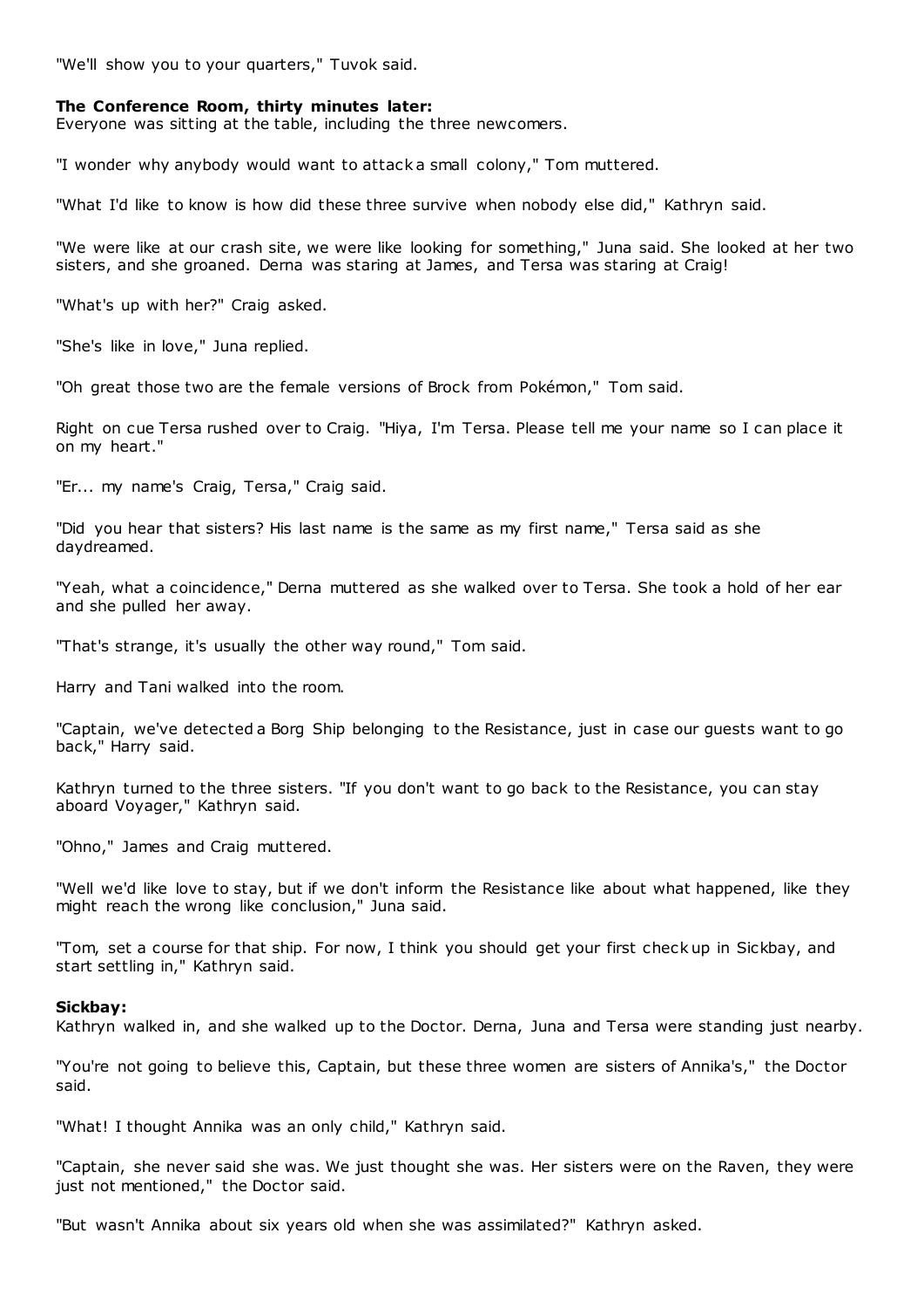"We'll show you to your quarters," Tuvok said.

**The Conference Room, thirty minutes later:**
Everyone was sitting at the table, including the three newcomers.

"I wonder why anybody would want to attack a small colony," Tom muttered.

"What I'd like to know is how did these three survive when nobody else did," Kathryn said.

"We were like at our crash site, we were like looking for something," Juna said. She looked at her two sisters, and she groaned. Derna was staring at James, and Tersa was staring at Craig!

"What's up with her?" Craig asked.

"She's like in love," Juna replied.

"Oh great those two are the female versions of Brock from Pokémon," Tom said.

Right on cue Tersa rushed over to Craig. "Hiya, I'm Tersa. Please tell me your name so I can place it on my heart."

"Er... my name's Craig, Tersa," Craig said.

"Did you hear that sisters? His last name is the same as my first name," Tersa said as she daydreamed.

"Yeah, what a coincidence," Derna muttered as she walked over to Tersa. She took a hold of her ear and she pulled her away.

"That's strange, it's usually the other way round," Tom said.

Harry and Tani walked into the room.

"Captain, we've detected a Borg Ship belonging to the Resistance, just in case our guests want to go back," Harry said.

Kathryn turned to the three sisters. "If you don't want to go back to the Resistance, you can stay aboard Voyager," Kathryn said.

"Ohno," James and Craig muttered.

"Well we'd like love to stay, but if we don't inform the Resistance like about what happened, like they might reach the wrong like conclusion," Juna said.

"Tom, set a course for that ship. For now, I think you should get your first check up in Sickbay, and start settling in," Kathryn said.

**Sickbay:**
Kathryn walked in, and she walked up to the Doctor. Derna, Juna and Tersa were standing just nearby.

"You're not going to believe this, Captain, but these three women are sisters of Annika's," the Doctor said.

"What! I thought Annika was an only child," Kathryn said.

"Captain, she never said she was. We just thought she was. Her sisters were on the Raven, they were just not mentioned," the Doctor said.

"But wasn't Annika about six years old when she was assimilated?" Kathryn asked.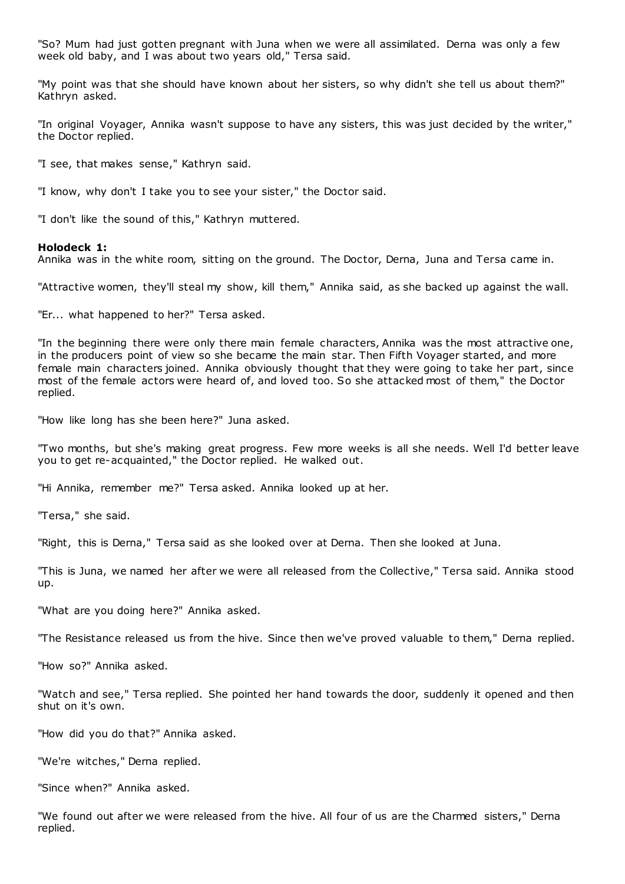"So? Mum had just gotten pregnant with Juna when we were all assimilated. Derna was only a few week old baby, and I was about two years old," Tersa said.

"My point was that she should have known about her sisters, so why didn't she tell us about them?" Kathryn asked.

"In original Voyager, Annika wasn't suppose to have any sisters, this was just decided by the writer," the Doctor replied.

"I see, that makes sense," Kathryn said.

"I know, why don't I take you to see your sister," the Doctor said.

"I don't like the sound of this," Kathryn muttered.

**Holodeck 1:**
Annika was in the white room, sitting on the ground. The Doctor, Derna, Juna and Tersa came in.

"Attractive women, they'll steal my show, kill them," Annika said, as she backed up against the wall.

"Er... what happened to her?" Tersa asked.

"In the beginning there were only there main female characters, Annika was the most attractive one, in the producers point of view so she became the main star. Then Fifth Voyager started, and more female main characters joined. Annika obviously thought that they were going to take her part, since most of the female actors were heard of, and loved too. So she attacked most of them," the Doctor replied.

"How like long has she been here?" Juna asked.

"Two months, but she's making great progress. Few more weeks is all she needs. Well I'd better leave you to get re-acquainted," the Doctor replied. He walked out.

"Hi Annika, remember me?" Tersa asked. Annika looked up at her.

"Tersa," she said.

"Right, this is Derna," Tersa said as she looked over at Derna. Then she looked at Juna.

"This is Juna, we named her after we were all released from the Collective," Tersa said. Annika stood up.

"What are you doing here?" Annika asked.

"The Resistance released us from the hive. Since then we've proved valuable to them," Derna replied.

"How so?" Annika asked.

"Watch and see," Tersa replied. She pointed her hand towards the door, suddenly it opened and then shut on it's own.

"How did you do that?" Annika asked.

"We're witches," Derna replied.

"Since when?" Annika asked.

"We found out after we were released from the hive. All four of us are the Charmed sisters," Derna replied.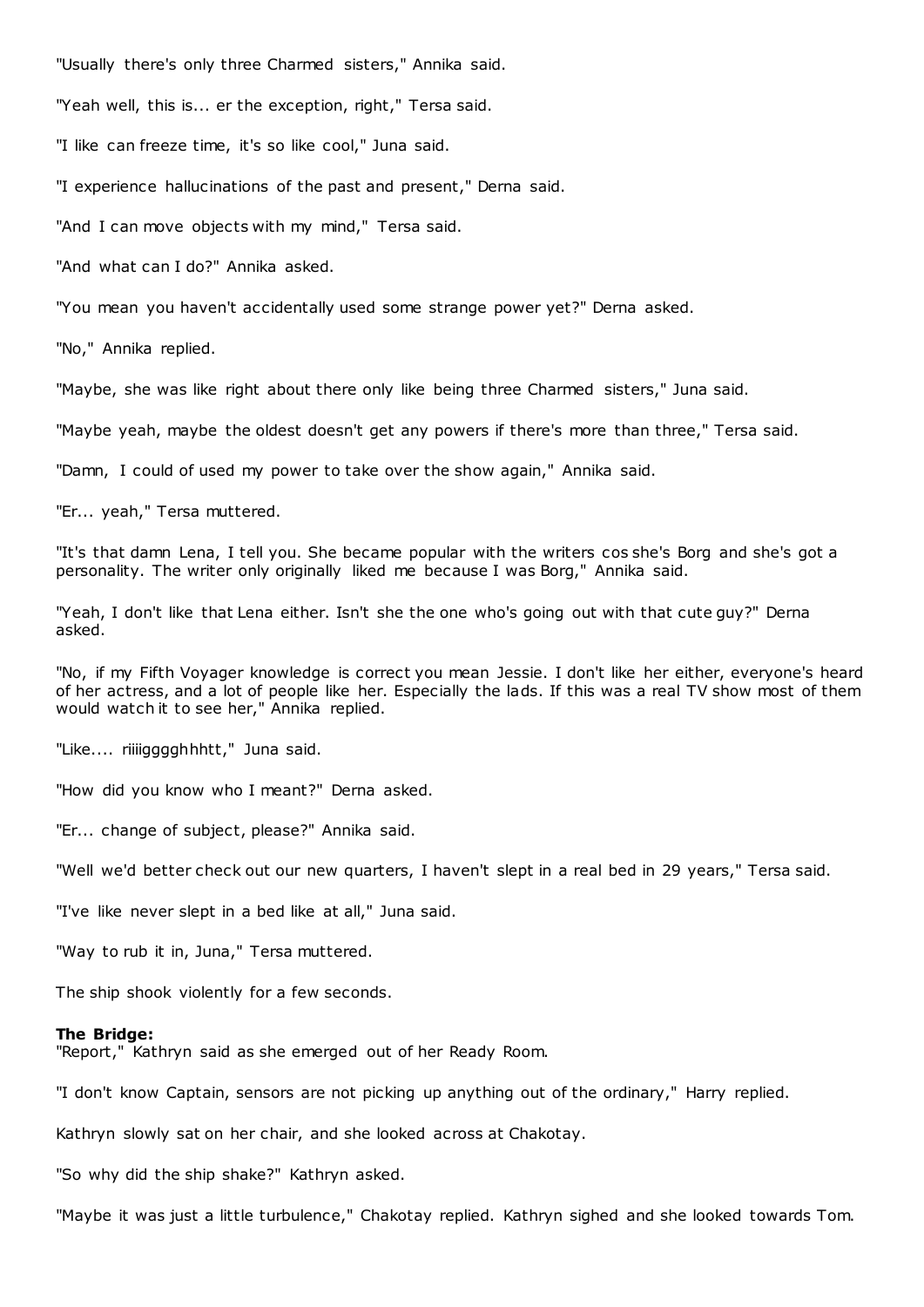"Usually there's only three Charmed sisters," Annika said.

"Yeah well, this is... er the exception, right," Tersa said.

"I like can freeze time, it's so like cool," Juna said.

"I experience hallucinations of the past and present," Derna said.

"And I can move objects with my mind," Tersa said.

"And what can I do?" Annika asked.

"You mean you haven't accidentally used some strange power yet?" Derna asked.

"No," Annika replied.

"Maybe, she was like right about there only like being three Charmed sisters," Juna said.

"Maybe yeah, maybe the oldest doesn't get any powers if there's more than three," Tersa said.

"Damn, I could of used my power to take over the show again," Annika said.

"Er... yeah," Tersa muttered.

"It's that damn Lena, I tell you. She became popular with the writers cos she's Borg and she's got a personality. The writer only originally liked me because I was Borg," Annika said.

"Yeah, I don't like that Lena either. Isn't she the one who's going out with that cute guy?" Derna asked.

"No, if my Fifth Voyager knowledge is correct you mean Jessie. I don't like her either, everyone's heard of her actress, and a lot of people like her. Especially the lads. If this was a real TV show most of them would watch it to see her," Annika replied.

"Like.... riiiigggghhhtt," Juna said.

"How did you know who I meant?" Derna asked.

"Er... change of subject, please?" Annika said.

"Well we'd better check out our new quarters, I haven't slept in a real bed in 29 years," Tersa said.

"I've like never slept in a bed like at all," Juna said.

"Way to rub it in, Juna," Tersa muttered.

The ship shook violently for a few seconds.

**The Bridge:**
"Report," Kathryn said as she emerged out of her Ready Room.

"I don't know Captain, sensors are not picking up anything out of the ordinary," Harry replied.

Kathryn slowly sat on her chair, and she looked across at Chakotay.

"So why did the ship shake?" Kathryn asked.

"Maybe it was just a little turbulence," Chakotay replied. Kathryn sighed and she looked towards Tom.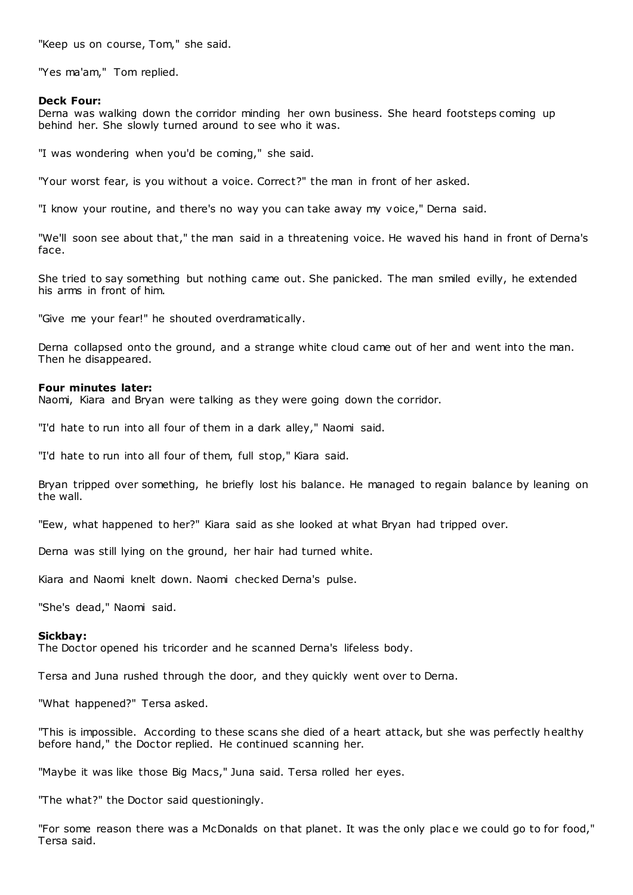"Keep us on course, Tom," she said.

"Yes ma'am," Tom replied.

**Deck Four:**
Derna was walking down the corridor minding her own business. She heard footsteps coming up behind her. She slowly turned around to see who it was.

"I was wondering when you'd be coming," she said.

"Your worst fear, is you without a voice. Correct?" the man in front of her asked.

"I know your routine, and there's no way you can take away my voice," Derna said.

"We'll soon see about that," the man said in a threatening voice. He waved his hand in front of Derna's face.

She tried to say something but nothing came out. She panicked. The man smiled evilly, he extended his arms in front of him.

"Give me your fear!" he shouted overdramatically.

Derna collapsed onto the ground, and a strange white cloud came out of her and went into the man. Then he disappeared.

**Four minutes later:**
Naomi, Kiara and Bryan were talking as they were going down the corridor.

"I'd hate to run into all four of them in a dark alley," Naomi said.

"I'd hate to run into all four of them, full stop," Kiara said.

Bryan tripped over something, he briefly lost his balance. He managed to regain balance by leaning on the wall.

"Eew, what happened to her?" Kiara said as she looked at what Bryan had tripped over.

Derna was still lying on the ground, her hair had turned white.

Kiara and Naomi knelt down. Naomi checked Derna's pulse.

"She's dead," Naomi said.

**Sickbay:**
The Doctor opened his tricorder and he scanned Derna's lifeless body.

Tersa and Juna rushed through the door, and they quickly went over to Derna.

"What happened?" Tersa asked.

"This is impossible. According to these scans she died of a heart attack, but she was perfectly healthy before hand," the Doctor replied. He continued scanning her.

"Maybe it was like those Big Macs," Juna said. Tersa rolled her eyes.

"The what?" the Doctor said questioningly.

"For some reason there was a McDonalds on that planet. It was the only place we could go to for food," Tersa said.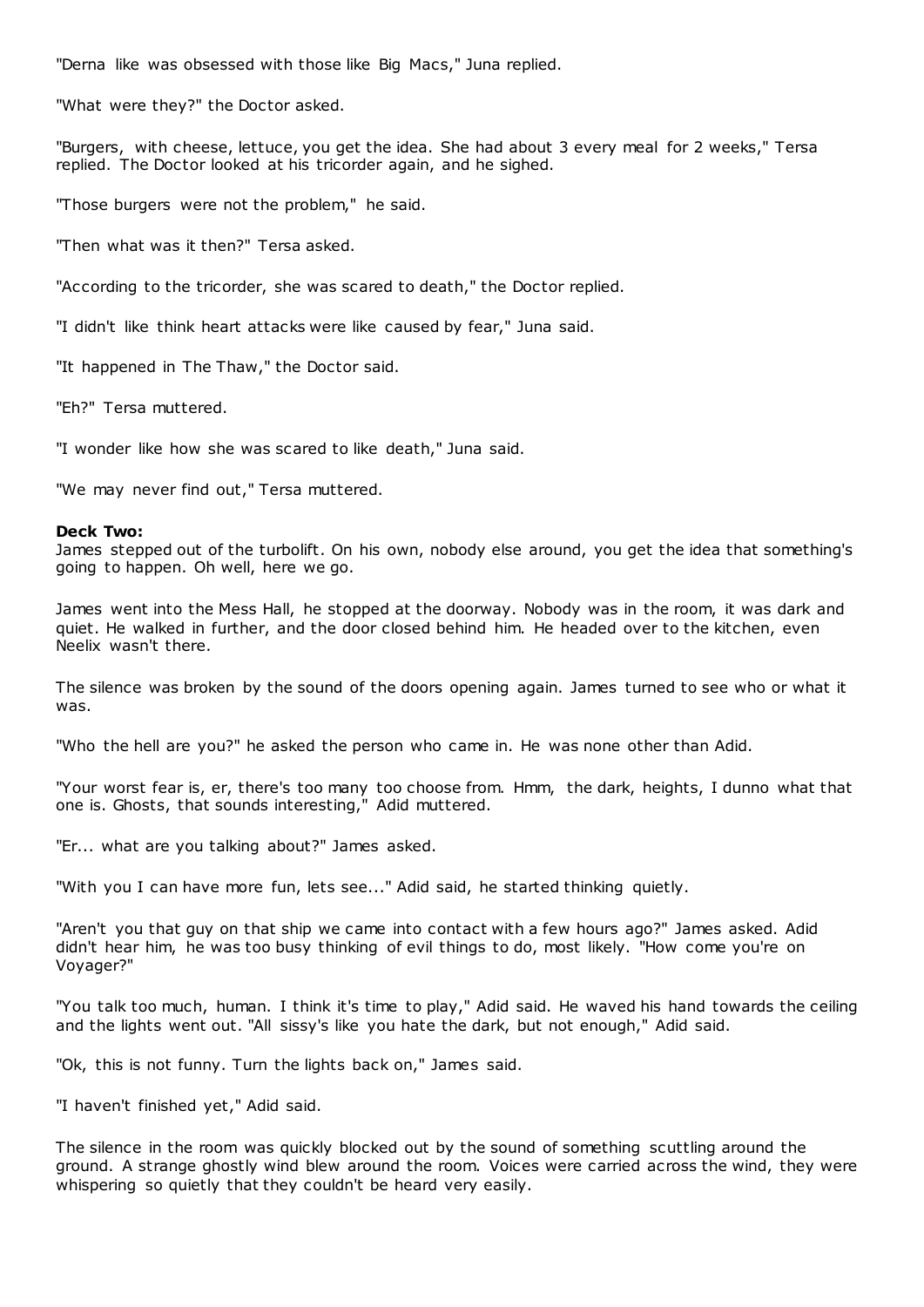"Derna like was obsessed with those like Big Macs," Juna replied.

"What were they?" the Doctor asked.

"Burgers, with cheese, lettuce, you get the idea. She had about 3 every meal for 2 weeks," Tersa replied. The Doctor looked at his tricorder again, and he sighed.

"Those burgers were not the problem," he said.

"Then what was it then?" Tersa asked.

"According to the tricorder, she was scared to death," the Doctor replied.

"I didn't like think heart attacks were like caused by fear," Juna said.

"It happened in The Thaw," the Doctor said.

"Eh?" Tersa muttered.

"I wonder like how she was scared to like death," Juna said.

"We may never find out," Tersa muttered.

**Deck Two:**
James stepped out of the turbolift. On his own, nobody else around, you get the idea that something's going to happen. Oh well, here we go.

James went into the Mess Hall, he stopped at the doorway. Nobody was in the room, it was dark and quiet. He walked in further, and the door closed behind him. He headed over to the kitchen, even Neelix wasn't there.

The silence was broken by the sound of the doors opening again. James turned to see who or what it was.

"Who the hell are you?" he asked the person who came in. He was none other than Adid.

"Your worst fear is, er, there's too many too choose from. Hmm, the dark, heights, I dunno what that one is. Ghosts, that sounds interesting," Adid muttered.

"Er... what are you talking about?" James asked.

"With you I can have more fun, lets see..." Adid said, he started thinking quietly.

"Aren't you that guy on that ship we came into contact with a few hours ago?" James asked. Adid didn't hear him, he was too busy thinking of evil things to do, most likely. "How come you're on Voyager?"

"You talk too much, human. I think it's time to play," Adid said. He waved his hand towards the ceiling and the lights went out. "All sissy's like you hate the dark, but not enough," Adid said.

"Ok, this is not funny. Turn the lights back on," James said.

"I haven't finished yet," Adid said.

The silence in the room was quickly blocked out by the sound of something scuttling around the ground. A strange ghostly wind blew around the room. Voices were carried across the wind, they were whispering so quietly that they couldn't be heard very easily.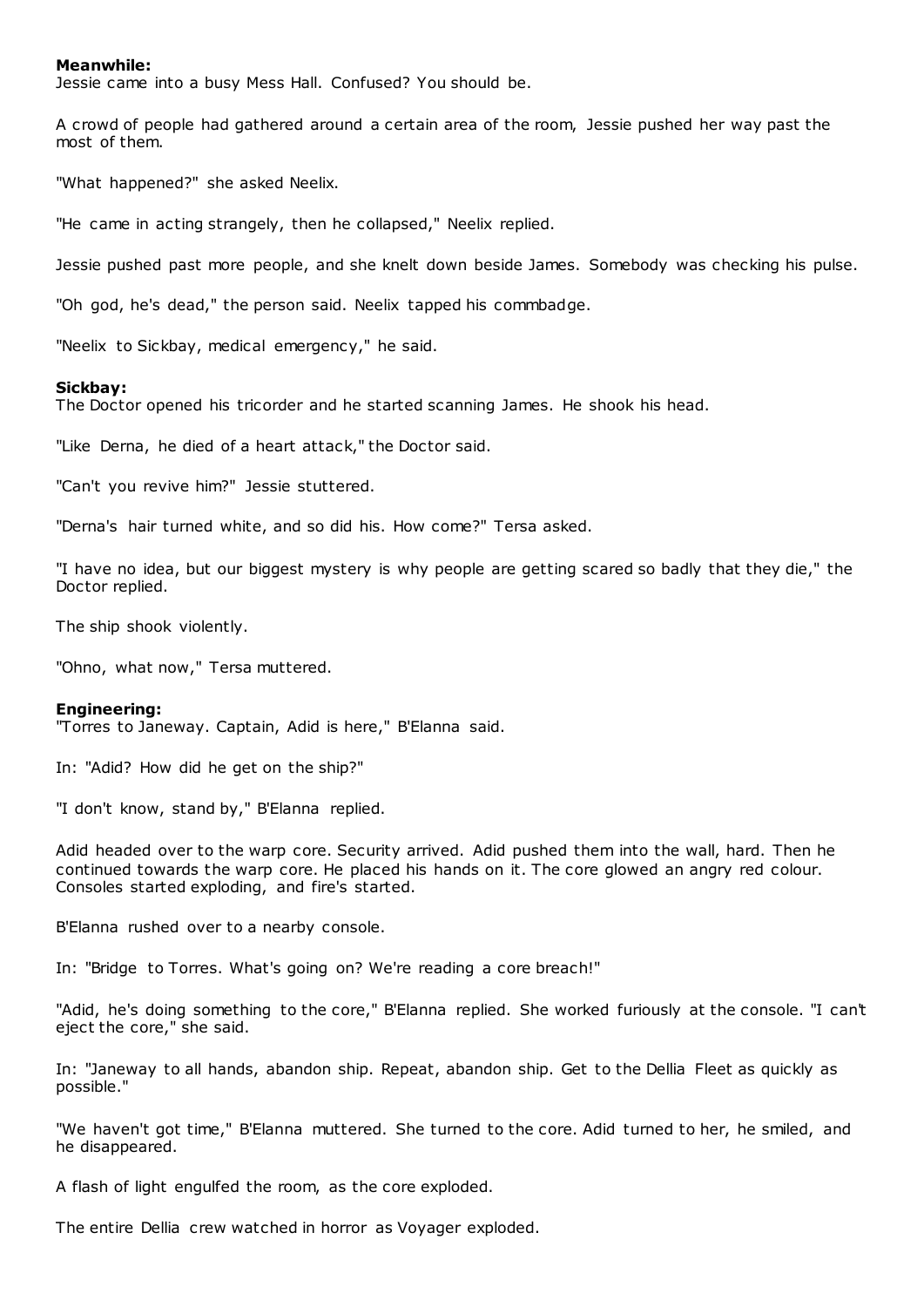**Meanwhile:**
Jessie came into a busy Mess Hall. Confused? You should be.

A crowd of people had gathered around a certain area of the room, Jessie pushed her way past the most of them.

"What happened?" she asked Neelix.

"He came in acting strangely, then he collapsed," Neelix replied.

Jessie pushed past more people, and she knelt down beside James. Somebody was checking his pulse.

"Oh god, he's dead," the person said. Neelix tapped his commbadge.

"Neelix to Sickbay, medical emergency," he said.

**Sickbay:**
The Doctor opened his tricorder and he started scanning James. He shook his head.

"Like Derna, he died of a heart attack," the Doctor said.

"Can't you revive him?" Jessie stuttered.

"Derna's hair turned white, and so did his. How come?" Tersa asked.

"I have no idea, but our biggest mystery is why people are getting scared so badly that they die," the Doctor replied.

The ship shook violently.

"Ohno, what now," Tersa muttered.

**Engineering:**
"Torres to Janeway. Captain, Adid is here," B'Elanna said.

In: "Adid? How did he get on the ship?"

"I don't know, stand by," B'Elanna replied.

Adid headed over to the warp core. Security arrived. Adid pushed them into the wall, hard. Then he continued towards the warp core. He placed his hands on it. The core glowed an angry red colour. Consoles started exploding, and fire's started.

B'Elanna rushed over to a nearby console.

In: "Bridge to Torres. What's going on? We're reading a core breach!"

"Adid, he's doing something to the core," B'Elanna replied. She worked furiously at the console. "I can't eject the core," she said.

In: "Janeway to all hands, abandon ship. Repeat, abandon ship. Get to the Dellia Fleet as quickly as possible."

"We haven't got time," B'Elanna muttered. She turned to the core. Adid turned to her, he smiled, and he disappeared.

A flash of light engulfed the room, as the core exploded.

The entire Dellia crew watched in horror as Voyager exploded.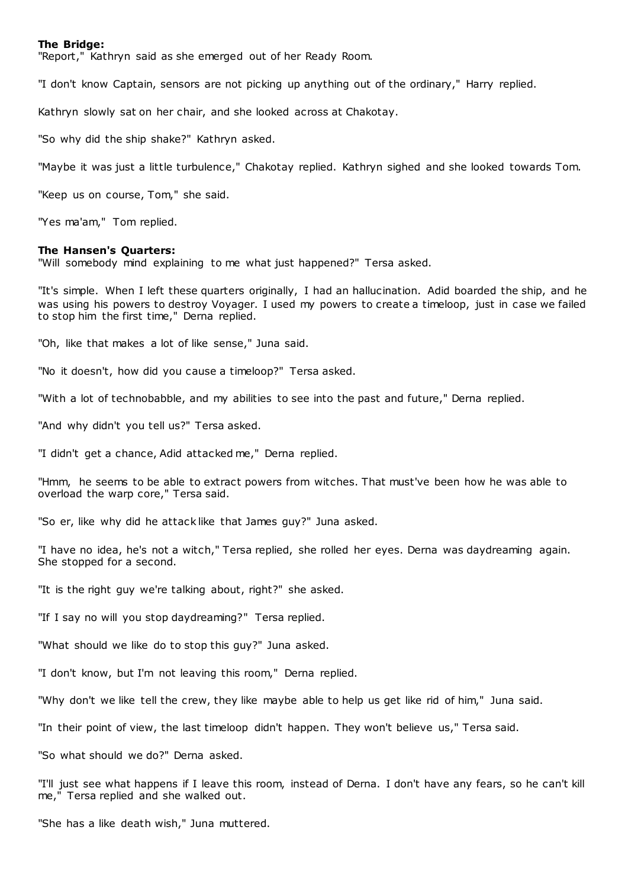**The Bridge:**

"Report," Kathryn said as she emerged out of her Ready Room.

"I don't know Captain, sensors are not picking up anything out of the ordinary," Harry replied.

Kathryn slowly sat on her chair, and she looked across at Chakotay.

"So why did the ship shake?" Kathryn asked.

"Maybe it was just a little turbulence," Chakotay replied. Kathryn sighed and she looked towards Tom.

"Keep us on course, Tom," she said.

"Yes ma'am," Tom replied.

**The Hansen's Quarters:**

"Will somebody mind explaining to me what just happened?" Tersa asked.

"It's simple. When I left these quarters originally, I had an hallucination. Adid boarded the ship, and he was using his powers to destroy Voyager. I used my powers to create a timeloop, just in case we failed to stop him the first time," Derna replied.

"Oh, like that makes a lot of like sense," Juna said.

"No it doesn't, how did you cause a timeloop?" Tersa asked.

"With a lot of technobabble, and my abilities to see into the past and future," Derna replied.

"And why didn't you tell us?" Tersa asked.

"I didn't get a chance, Adid attacked me," Derna replied.

"Hmm, he seems to be able to extract powers from witches. That must've been how he was able to overload the warp core," Tersa said.

"So er, like why did he attack like that James guy?" Juna asked.

"I have no idea, he's not a witch," Tersa replied, she rolled her eyes. Derna was daydreaming again. She stopped for a second.

"It is the right guy we're talking about, right?" she asked.

"If I say no will you stop daydreaming?" Tersa replied.

"What should we like do to stop this guy?" Juna asked.

"I don't know, but I'm not leaving this room," Derna replied.

"Why don't we like tell the crew, they like maybe able to help us get like rid of him," Juna said.

"In their point of view, the last timeloop didn't happen. They won't believe us," Tersa said.

"So what should we do?" Derna asked.

"I'll just see what happens if I leave this room, instead of Derna. I don't have any fears, so he can't kill me," Tersa replied and she walked out.

"She has a like death wish," Juna muttered.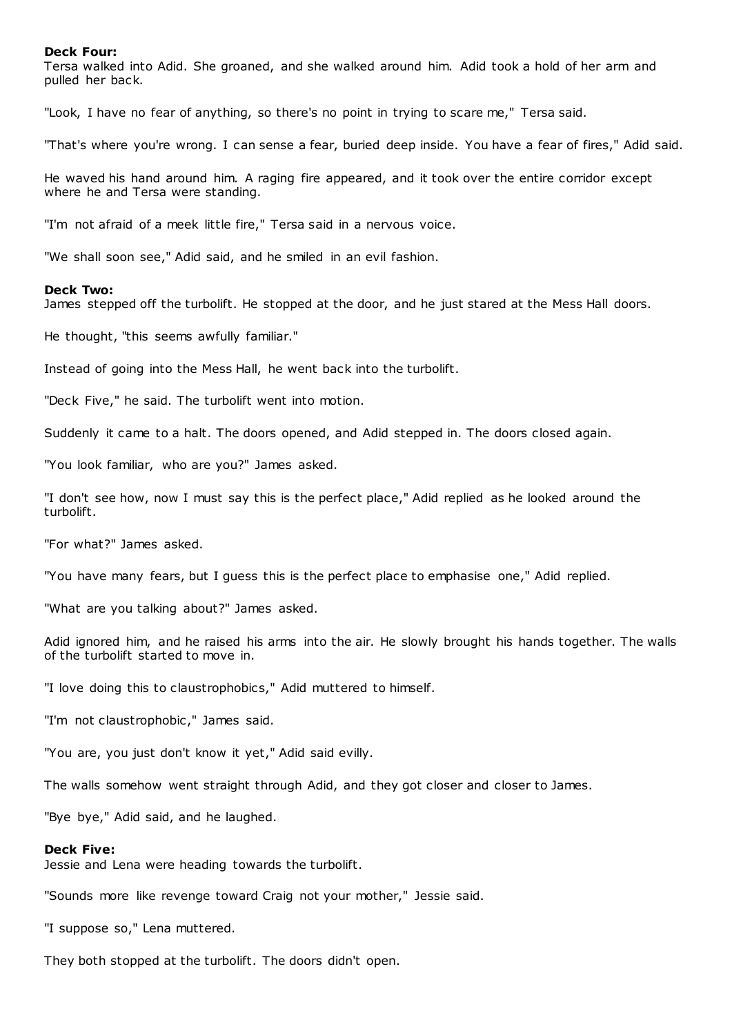**Deck Four:**
Tersa walked into Adid. She groaned, and she walked around him. Adid took a hold of her arm and pulled her back.

"Look, I have no fear of anything, so there's no point in trying to scare me," Tersa said.

"That's where you're wrong. I can sense a fear, buried deep inside. You have a fear of fires," Adid said.

He waved his hand around him. A raging fire appeared, and it took over the entire corridor except where he and Tersa were standing.

"I'm not afraid of a meek little fire," Tersa said in a nervous voice.

"We shall soon see," Adid said, and he smiled in an evil fashion.

**Deck Two:**
James stepped off the turbolift. He stopped at the door, and he just stared at the Mess Hall doors.

He thought, "this seems awfully familiar."

Instead of going into the Mess Hall, he went back into the turbolift.

"Deck Five," he said. The turbolift went into motion.

Suddenly it came to a halt. The doors opened, and Adid stepped in. The doors closed again.

"You look familiar, who are you?" James asked.

"I don't see how, now I must say this is the perfect place," Adid replied as he looked around the turbolift.

"For what?" James asked.

"You have many fears, but I guess this is the perfect place to emphasise one," Adid replied.

"What are you talking about?" James asked.

Adid ignored him, and he raised his arms into the air. He slowly brought his hands together. The walls of the turbolift started to move in.

"I love doing this to claustrophobics," Adid muttered to himself.

"I'm not claustrophobic," James said.

"You are, you just don't know it yet," Adid said evilly.

The walls somehow went straight through Adid, and they got closer and closer to James.

"Bye bye," Adid said, and he laughed.

**Deck Five:**
Jessie and Lena were heading towards the turbolift.

"Sounds more like revenge toward Craig not your mother," Jessie said.

"I suppose so," Lena muttered.

They both stopped at the turbolift. The doors didn't open.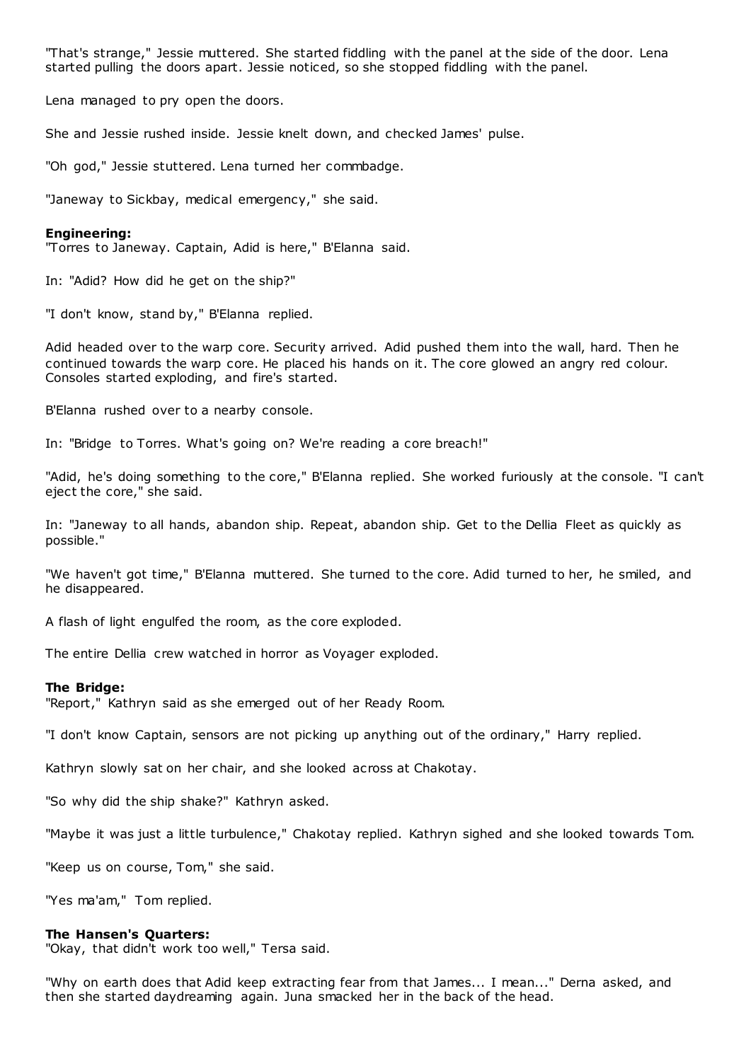"That's strange," Jessie muttered. She started fiddling with the panel at the side of the door. Lena started pulling the doors apart. Jessie noticed, so she stopped fiddling with the panel.

Lena managed to pry open the doors.

She and Jessie rushed inside. Jessie knelt down, and checked James' pulse.

"Oh god," Jessie stuttered. Lena turned her commbadge.

"Janeway to Sickbay, medical emergency," she said.

**Engineering:**
"Torres to Janeway. Captain, Adid is here," B'Elanna said.

In: "Adid? How did he get on the ship?"

"I don't know, stand by," B'Elanna replied.

Adid headed over to the warp core. Security arrived. Adid pushed them into the wall, hard. Then he continued towards the warp core. He placed his hands on it. The core glowed an angry red colour. Consoles started exploding, and fire's started.

B'Elanna rushed over to a nearby console.

In: "Bridge to Torres. What's going on? We're reading a core breach!"

"Adid, he's doing something to the core," B'Elanna replied. She worked furiously at the console. "I can't eject the core," she said.

In: "Janeway to all hands, abandon ship. Repeat, abandon ship. Get to the Dellia Fleet as quickly as possible."

"We haven't got time," B'Elanna muttered. She turned to the core. Adid turned to her, he smiled, and he disappeared.

A flash of light engulfed the room, as the core exploded.

The entire Dellia crew watched in horror as Voyager exploded.

**The Bridge:**
"Report," Kathryn said as she emerged out of her Ready Room.

"I don't know Captain, sensors are not picking up anything out of the ordinary," Harry replied.

Kathryn slowly sat on her chair, and she looked across at Chakotay.

"So why did the ship shake?" Kathryn asked.

"Maybe it was just a little turbulence," Chakotay replied. Kathryn sighed and she looked towards Tom.

"Keep us on course, Tom," she said.

"Yes ma'am," Tom replied.

**The Hansen's Quarters:**
"Okay, that didn't work too well," Tersa said.

"Why on earth does that Adid keep extracting fear from that James... I mean..." Derna asked, and then she started daydreaming again. Juna smacked her in the back of the head.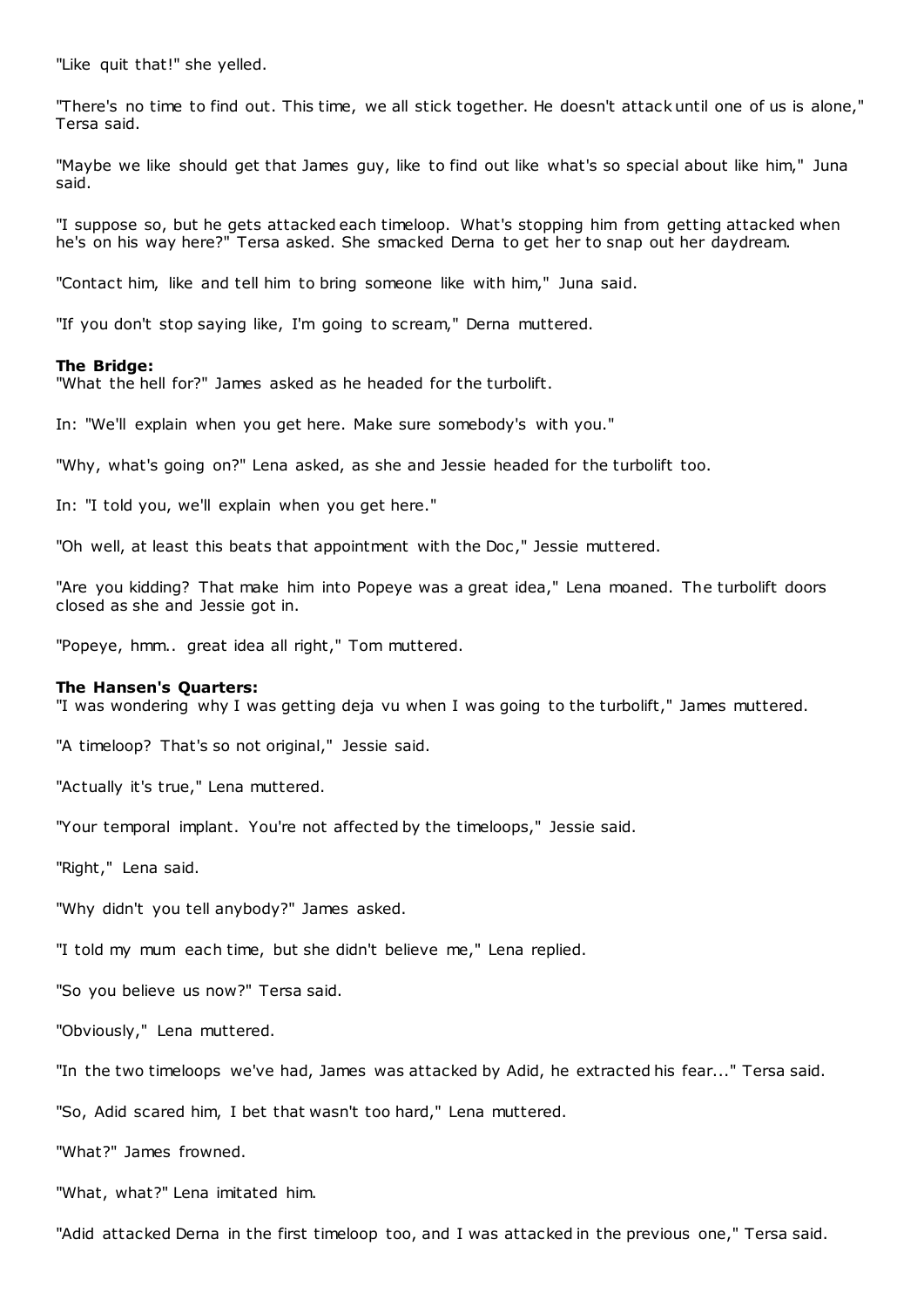"Like quit that!" she yelled.

"There's no time to find out. This time, we all stick together. He doesn't attack until one of us is alone," Tersa said.

"Maybe we like should get that James guy, like to find out like what's so special about like him," Juna said.

"I suppose so, but he gets attacked each timeloop. What's stopping him from getting attacked when he's on his way here?" Tersa asked. She smacked Derna to get her to snap out her daydream.

"Contact him, like and tell him to bring someone like with him," Juna said.

"If you don't stop saying like, I'm going to scream," Derna muttered.

**The Bridge:**
"What the hell for?" James asked as he headed for the turbolift.

In: "We'll explain when you get here. Make sure somebody's with you."

"Why, what's going on?" Lena asked, as she and Jessie headed for the turbolift too.

In: "I told you, we'll explain when you get here."

"Oh well, at least this beats that appointment with the Doc," Jessie muttered.

"Are you kidding? That make him into Popeye was a great idea," Lena moaned. The turbolift doors closed as she and Jessie got in.

"Popeye, hmm.. great idea all right," Tom muttered.

**The Hansen's Quarters:**
"I was wondering why I was getting deja vu when I was going to the turbolift," James muttered.

"A timeloop? That's so not original," Jessie said.

"Actually it's true," Lena muttered.

"Your temporal implant. You're not affected by the timeloops," Jessie said.

"Right," Lena said.

"Why didn't you tell anybody?" James asked.

"I told my mum each time, but she didn't believe me," Lena replied.

"So you believe us now?" Tersa said.

"Obviously," Lena muttered.

"In the two timeloops we've had, James was attacked by Adid, he extracted his fear..." Tersa said.

"So, Adid scared him, I bet that wasn't too hard," Lena muttered.

"What?" James frowned.

"What, what?" Lena imitated him.

"Adid attacked Derna in the first timeloop too, and I was attacked in the previous one," Tersa said.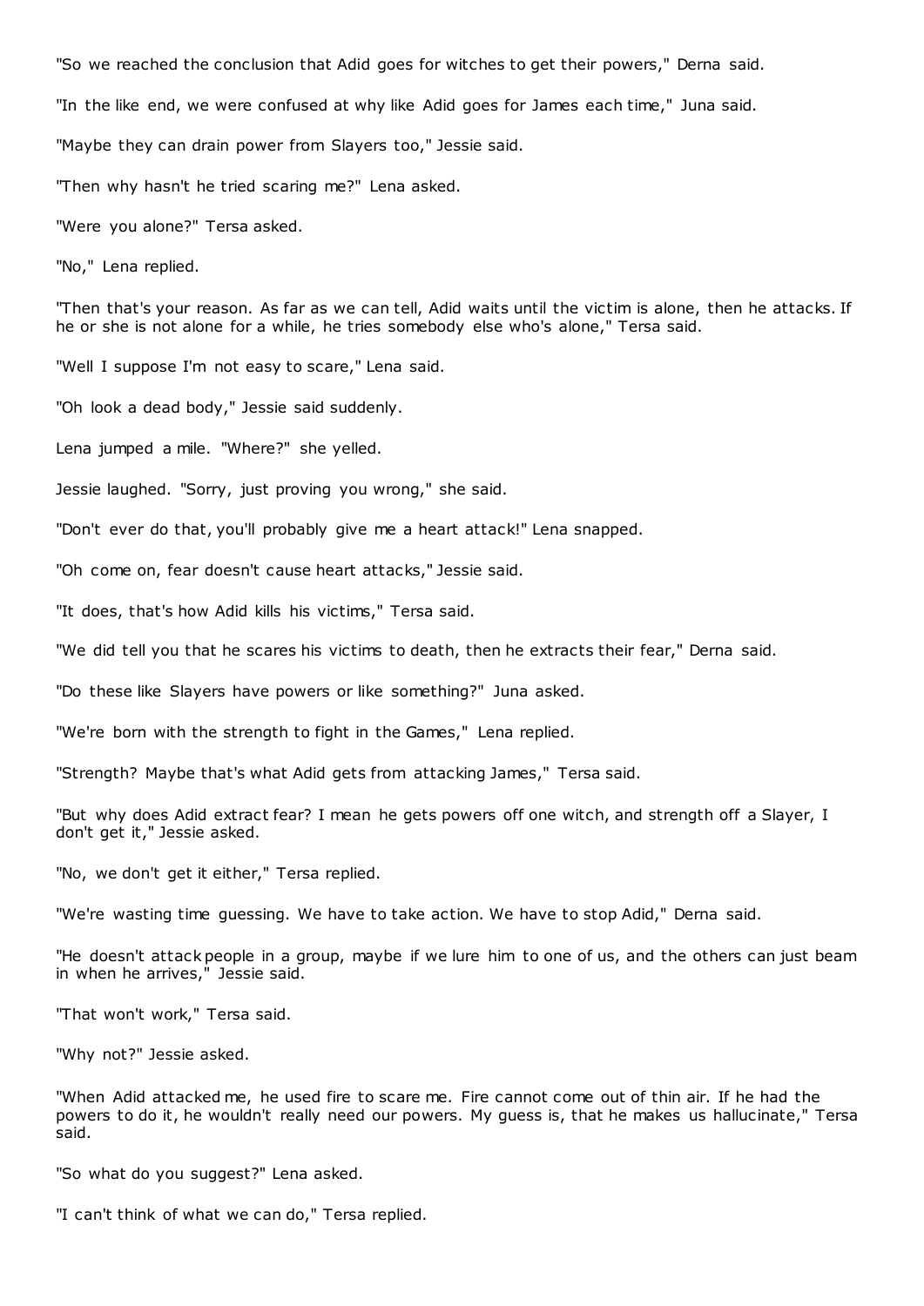"So we reached the conclusion that Adid goes for witches to get their powers," Derna said.

"In the like end, we were confused at why like Adid goes for James each time," Juna said.

"Maybe they can drain power from Slayers too," Jessie said.

"Then why hasn't he tried scaring me?" Lena asked.

"Were you alone?" Tersa asked.

"No," Lena replied.

"Then that's your reason. As far as we can tell, Adid waits until the victim is alone, then he attacks. If he or she is not alone for a while, he tries somebody else who's alone," Tersa said.

"Well I suppose I'm not easy to scare," Lena said.

"Oh look a dead body," Jessie said suddenly.

Lena jumped a mile. "Where?" she yelled.

Jessie laughed. "Sorry, just proving you wrong," she said.

"Don't ever do that, you'll probably give me a heart attack!" Lena snapped.

"Oh come on, fear doesn't cause heart attacks," Jessie said.

"It does, that's how Adid kills his victims," Tersa said.

"We did tell you that he scares his victims to death, then he extracts their fear," Derna said.

"Do these like Slayers have powers or like something?" Juna asked.

"We're born with the strength to fight in the Games," Lena replied.

"Strength? Maybe that's what Adid gets from attacking James," Tersa said.

"But why does Adid extract fear? I mean he gets powers off one witch, and strength off a Slayer, I don't get it," Jessie asked.

"No, we don't get it either," Tersa replied.

"We're wasting time guessing. We have to take action. We have to stop Adid," Derna said.

"He doesn't attack people in a group, maybe if we lure him to one of us, and the others can just beam in when he arrives," Jessie said.

"That won't work," Tersa said.

"Why not?" Jessie asked.

"When Adid attacked me, he used fire to scare me. Fire cannot come out of thin air. If he had the powers to do it, he wouldn't really need our powers. My guess is, that he makes us hallucinate," Tersa said.

"So what do you suggest?" Lena asked.

"I can't think of what we can do," Tersa replied.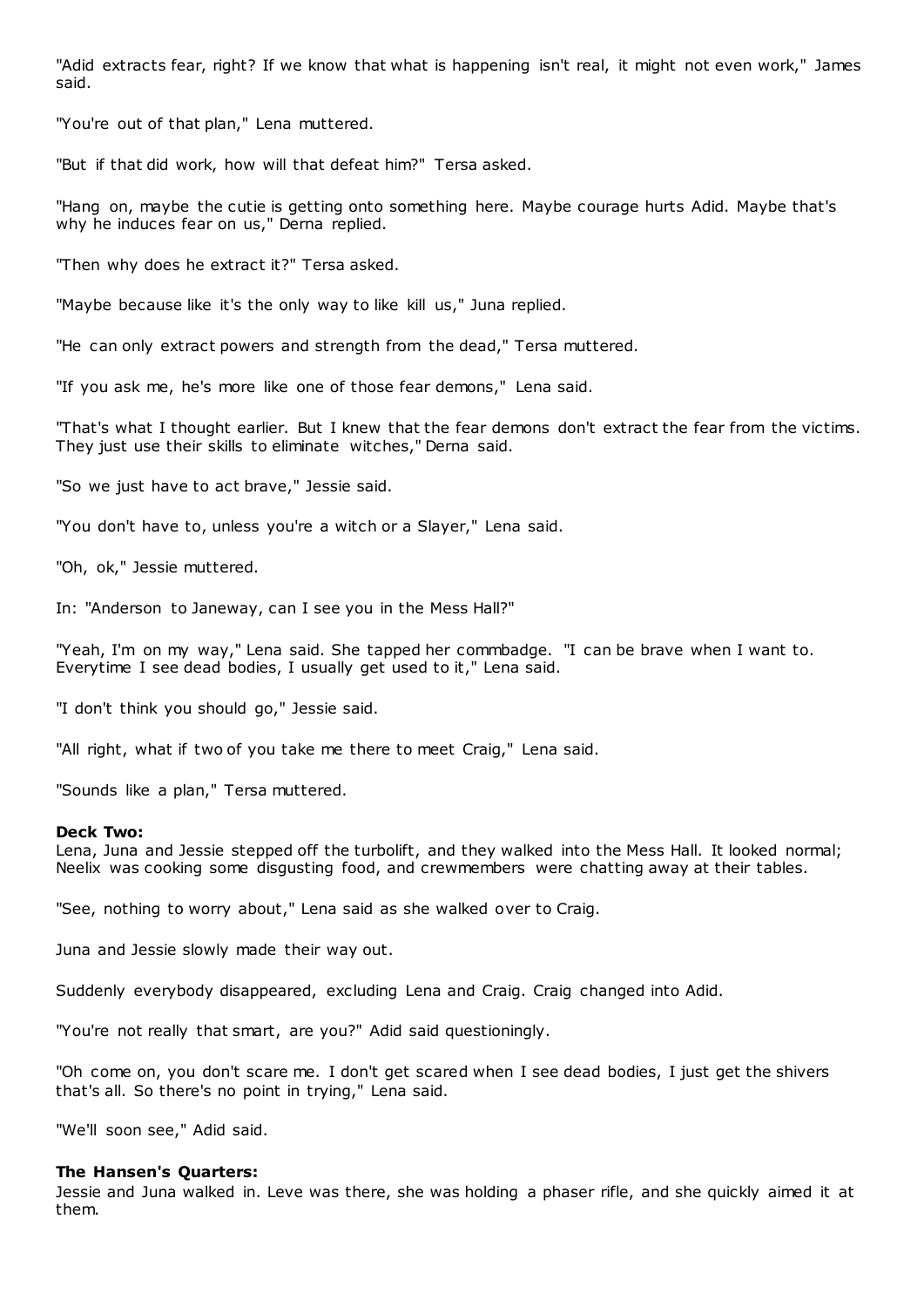"Adid extracts fear, right? If we know that what is happening isn't real, it might not even work," James said.

"You're out of that plan," Lena muttered.

"But if that did work, how will that defeat him?" Tersa asked.

"Hang on, maybe the cutie is getting onto something here. Maybe courage hurts Adid. Maybe that's why he induces fear on us," Derna replied.

"Then why does he extract it?" Tersa asked.

"Maybe because like it's the only way to like kill us," Juna replied.

"He can only extract powers and strength from the dead," Tersa muttered.

"If you ask me, he's more like one of those fear demons," Lena said.

"That's what I thought earlier. But I knew that the fear demons don't extract the fear from the victims. They just use their skills to eliminate witches," Derna said.

"So we just have to act brave," Jessie said.

"You don't have to, unless you're a witch or a Slayer," Lena said.

"Oh, ok," Jessie muttered.

In: "Anderson to Janeway, can I see you in the Mess Hall?"

"Yeah, I'm on my way," Lena said. She tapped her commbadge. "I can be brave when I want to. Everytime I see dead bodies, I usually get used to it," Lena said.

"I don't think you should go," Jessie said.

"All right, what if two of you take me there to meet Craig," Lena said.

"Sounds like a plan," Tersa muttered.

**Deck Two:**
Lena, Juna and Jessie stepped off the turbolift, and they walked into the Mess Hall. It looked normal; Neelix was cooking some disgusting food, and crewmembers were chatting away at their tables.

"See, nothing to worry about," Lena said as she walked over to Craig.

Juna and Jessie slowly made their way out.

Suddenly everybody disappeared, excluding Lena and Craig. Craig changed into Adid.

"You're not really that smart, are you?" Adid said questioningly.

"Oh come on, you don't scare me. I don't get scared when I see dead bodies, I just get the shivers that's all. So there's no point in trying," Lena said.

"We'll soon see," Adid said.

**The Hansen's Quarters:**
Jessie and Juna walked in. Leve was there, she was holding a phaser rifle, and she quickly aimed it at them.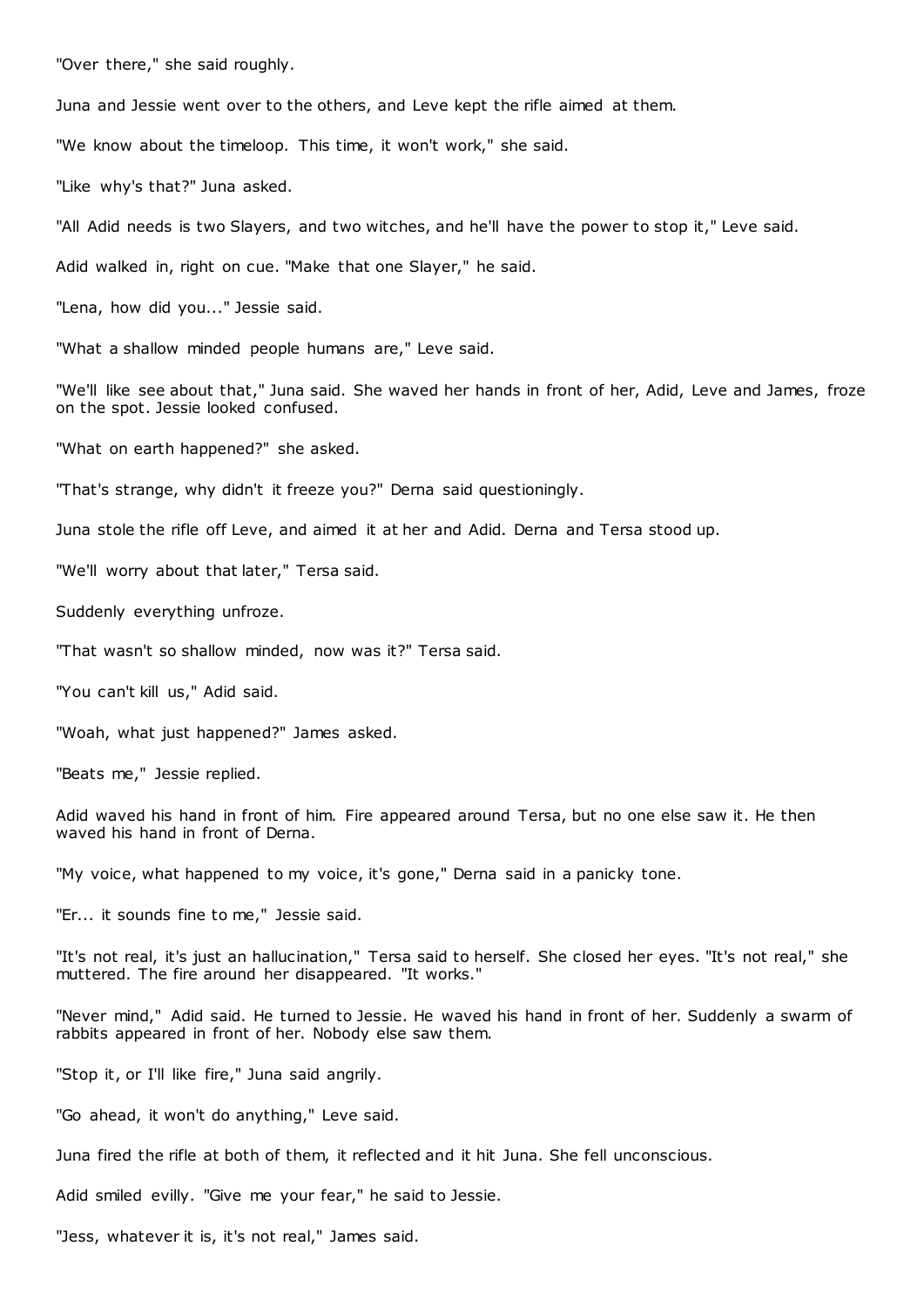"Over there," she said roughly.

Juna and Jessie went over to the others, and Leve kept the rifle aimed at them.

"We know about the timeloop. This time, it won't work," she said.

"Like why's that?" Juna asked.

"All Adid needs is two Slayers, and two witches, and he'll have the power to stop it," Leve said.

Adid walked in, right on cue. "Make that one Slayer," he said.

"Lena, how did you..." Jessie said.

"What a shallow minded people humans are," Leve said.

"We'll like see about that," Juna said. She waved her hands in front of her, Adid, Leve and James, froze on the spot. Jessie looked confused.

"What on earth happened?" she asked.

"That's strange, why didn't it freeze you?" Derna said questioningly.

Juna stole the rifle off Leve, and aimed it at her and Adid. Derna and Tersa stood up.

"We'll worry about that later," Tersa said.

Suddenly everything unfroze.

"That wasn't so shallow minded, now was it?" Tersa said.

"You can't kill us," Adid said.

"Woah, what just happened?" James asked.

"Beats me," Jessie replied.

Adid waved his hand in front of him. Fire appeared around Tersa, but no one else saw it. He then waved his hand in front of Derna.

"My voice, what happened to my voice, it's gone," Derna said in a panicky tone.

"Er... it sounds fine to me," Jessie said.

"It's not real, it's just an hallucination," Tersa said to herself. She closed her eyes. "It's not real," she muttered. The fire around her disappeared. "It works."

"Never mind," Adid said. He turned to Jessie. He waved his hand in front of her. Suddenly a swarm of rabbits appeared in front of her. Nobody else saw them.

"Stop it, or I'll like fire," Juna said angrily.

"Go ahead, it won't do anything," Leve said.

Juna fired the rifle at both of them, it reflected and it hit Juna. She fell unconscious.

Adid smiled evilly. "Give me your fear," he said to Jessie.

"Jess, whatever it is, it's not real," James said.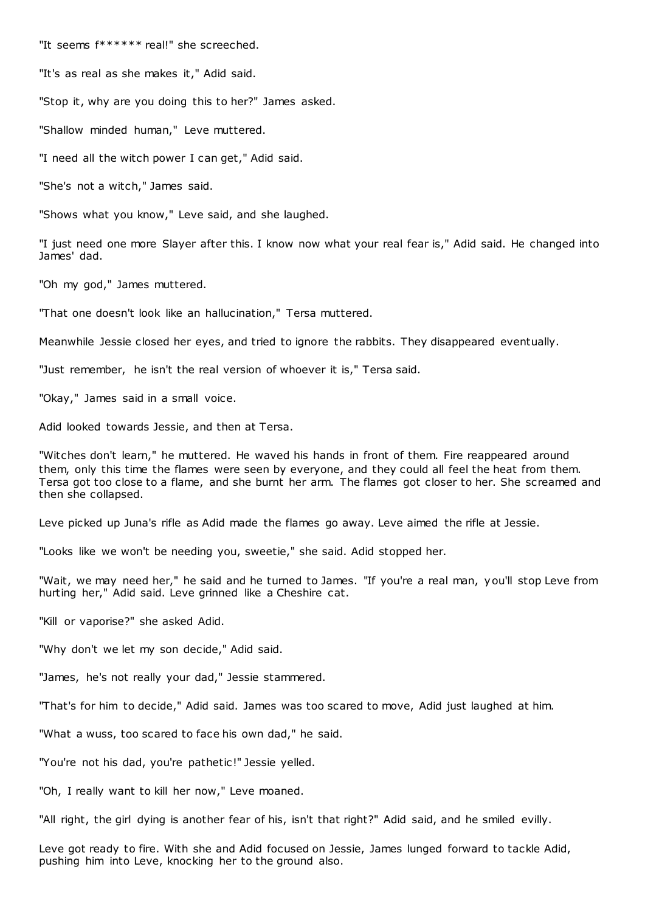"It seems f****** real!" she screeched.

"It's as real as she makes it," Adid said.

"Stop it, why are you doing this to her?" James asked.

"Shallow minded human," Leve muttered.

"I need all the witch power I can get," Adid said.

"She's not a witch," James said.

"Shows what you know," Leve said, and she laughed.

"I just need one more Slayer after this. I know now what your real fear is," Adid said. He changed into James' dad.

"Oh my god," James muttered.

"That one doesn't look like an hallucination," Tersa muttered.

Meanwhile Jessie closed her eyes, and tried to ignore the rabbits. They disappeared eventually.

"Just remember, he isn't the real version of whoever it is," Tersa said.

"Okay," James said in a small voice.

Adid looked towards Jessie, and then at Tersa.

"Witches don't learn," he muttered. He waved his hands in front of them. Fire reappeared around them, only this time the flames were seen by everyone, and they could all feel the heat from them. Tersa got too close to a flame, and she burnt her arm. The flames got closer to her. She screamed and then she collapsed.

Leve picked up Juna's rifle as Adid made the flames go away. Leve aimed the rifle at Jessie.

"Looks like we won't be needing you, sweetie," she said. Adid stopped her.

"Wait, we may need her," he said and he turned to James. "If you're a real man, you'll stop Leve from hurting her," Adid said. Leve grinned like a Cheshire cat.

"Kill or vaporise?" she asked Adid.

"Why don't we let my son decide," Adid said.

"James, he's not really your dad," Jessie stammered.

"That's for him to decide," Adid said. James was too scared to move, Adid just laughed at him.

"What a wuss, too scared to face his own dad," he said.

"You're not his dad, you're pathetic!" Jessie yelled.

"Oh, I really want to kill her now," Leve moaned.

"All right, the girl dying is another fear of his, isn't that right?" Adid said, and he smiled evilly.

Leve got ready to fire. With she and Adid focused on Jessie, James lunged forward to tackle Adid, pushing him into Leve, knocking her to the ground also.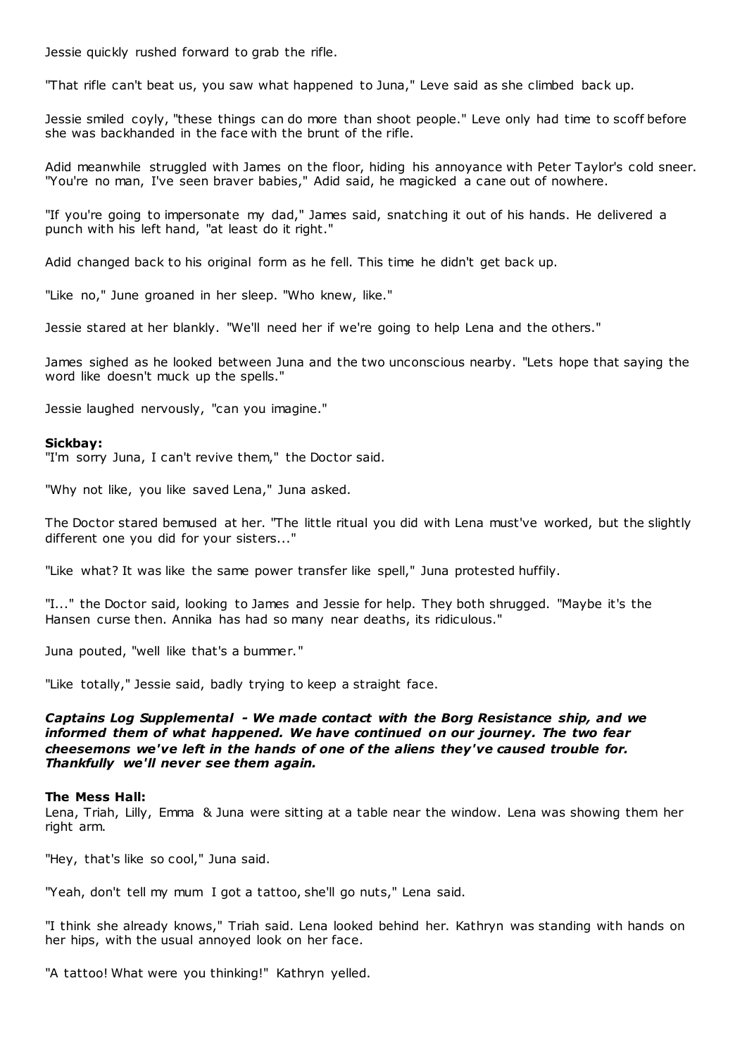Jessie quickly rushed forward to grab the rifle.

"That rifle can't beat us, you saw what happened to Juna," Leve said as she climbed back up.

Jessie smiled coyly, "these things can do more than shoot people." Leve only had time to scoff before she was backhanded in the face with the brunt of the rifle.

Adid meanwhile struggled with James on the floor, hiding his annoyance with Peter Taylor's cold sneer. "You're no man, I've seen braver babies," Adid said, he magicked a cane out of nowhere.

"If you're going to impersonate my dad," James said, snatching it out of his hands. He delivered a punch with his left hand, "at least do it right."

Adid changed back to his original form as he fell. This time he didn't get back up.

"Like no," June groaned in her sleep. "Who knew, like."

Jessie stared at her blankly. "We'll need her if we're going to help Lena and the others."

James sighed as he looked between Juna and the two unconscious nearby. "Lets hope that saying the word like doesn't muck up the spells."

Jessie laughed nervously, "can you imagine."

**Sickbay:**
"I'm sorry Juna, I can't revive them," the Doctor said.

"Why not like, you like saved Lena," Juna asked.

The Doctor stared bemused at her. "The little ritual you did with Lena must've worked, but the slightly different one you did for your sisters..."

"Like what? It was like the same power transfer like spell," Juna protested huffily.

"I..." the Doctor said, looking to James and Jessie for help. They both shrugged. "Maybe it's the Hansen curse then. Annika has had so many near deaths, its ridiculous."

Juna pouted, "well like that's a bummer."

"Like totally," Jessie said, badly trying to keep a straight face.

***Captains Log Supplemental - We made contact with the Borg Resistance ship, and we informed them of what happened. We have continued on our journey. The two fear cheesemons we've left in the hands of one of the aliens they've caused trouble for. Thankfully we'll never see them again.***

**The Mess Hall:**
Lena, Triah, Lilly, Emma & Juna were sitting at a table near the window. Lena was showing them her right arm.

"Hey, that's like so cool," Juna said.

"Yeah, don't tell my mum I got a tattoo, she'll go nuts," Lena said.

"I think she already knows," Triah said. Lena looked behind her. Kathryn was standing with hands on her hips, with the usual annoyed look on her face.

"A tattoo! What were you thinking!" Kathryn yelled.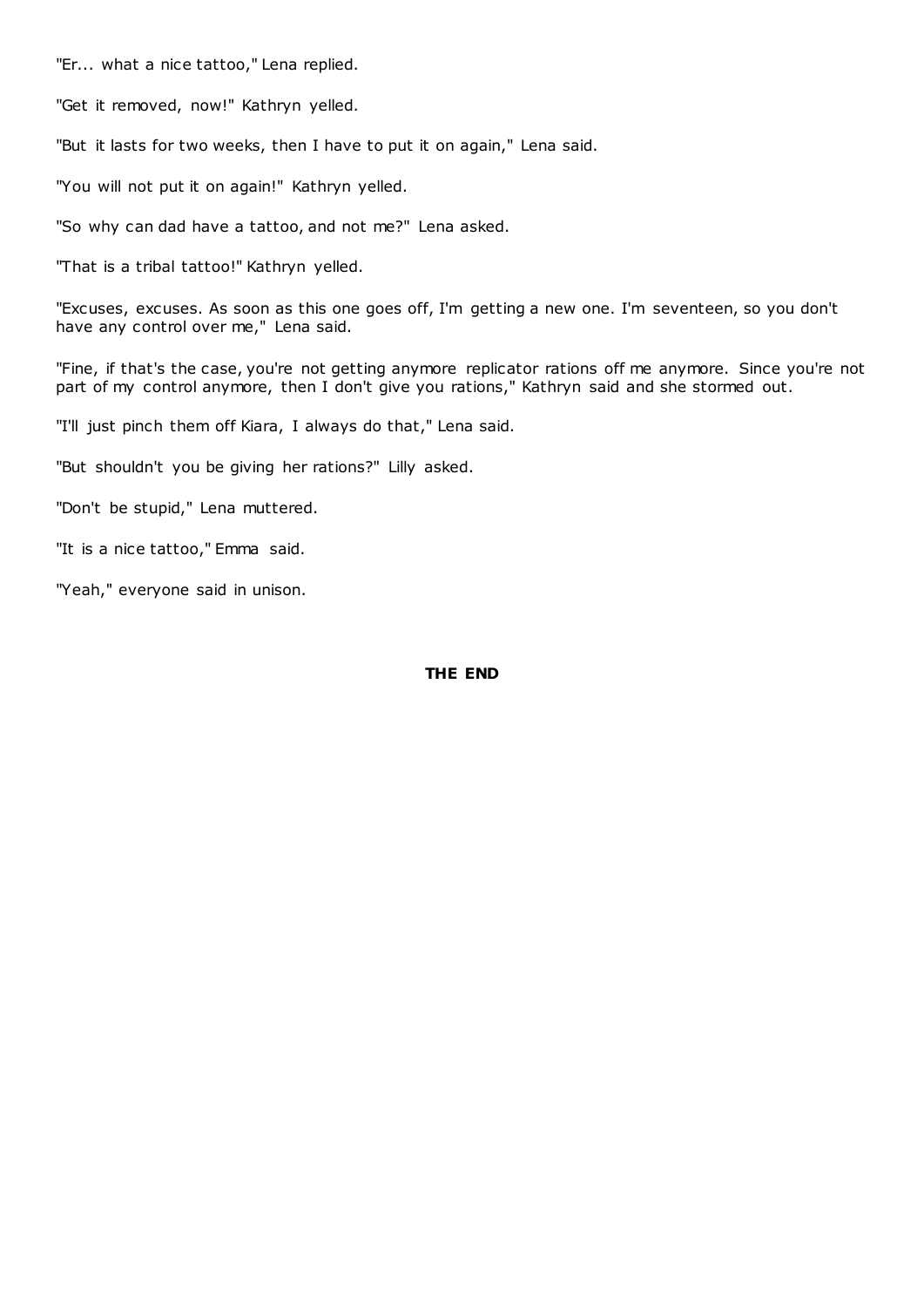"Er... what a nice tattoo," Lena replied.

"Get it removed, now!" Kathryn yelled.

"But it lasts for two weeks, then I have to put it on again," Lena said.

"You will not put it on again!" Kathryn yelled.

"So why can dad have a tattoo, and not me?" Lena asked.

"That is a tribal tattoo!" Kathryn yelled.

"Excuses, excuses. As soon as this one goes off, I'm getting a new one. I'm seventeen, so you don't have any control over me," Lena said.

"Fine, if that's the case, you're not getting anymore replicator rations off me anymore. Since you're not part of my control anymore, then I don't give you rations," Kathryn said and she stormed out.

"I'll just pinch them off Kiara, I always do that," Lena said.

"But shouldn't you be giving her rations?" Lilly asked.

"Don't be stupid," Lena muttered.

"It is a nice tattoo," Emma said.

"Yeah," everyone said in unison.

**THE END**